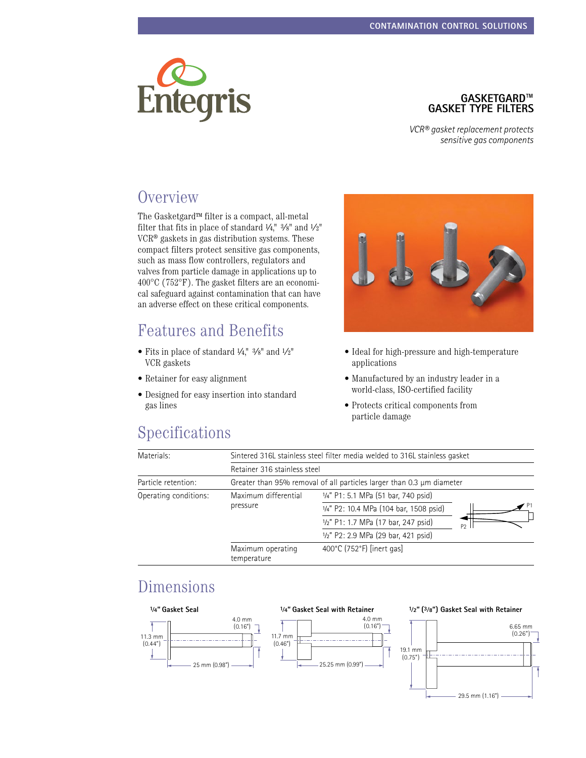CONTAMINATION CONTROL SOLUTIONS

Entegris

# GASKETGARD™ GASKET TYPE FILTERS

*VCR® gasket replacement protects sensitive gas components*

## Overview

The Gasketgard™ filter is a compact, all-metal filter that fits in place of standard ¼," ⅜" and ½" VCR® gaskets in gas distribution systems. These compact filters protect sensitive gas components, such as mass flow controllers, regulators and valves from particle damage in applications up to 400°C (752°F). The gasket filters are an economical safeguard against contamination that can have an adverse effect on these critical components.

## Features and Benefits

- Fits in place of standard ¼," ⅜" and ½" VCR gaskets
- Retainer for easy alignment
- Designed for easy insertion into standard gas lines
- Ideal for high-pressure and high-temperature applications
- Manufactured by an industry leader in a world-class, ISO-certified facility
- Protects critical components from particle damage

## Specifications

| | | |
|---|---|---|
| Materials: | Sintered 316L stainless steel filter media welded to 316L stainless gasket | |
| | Retainer 316 stainless steel | |
| Particle retention: | Greater than 95% removal of all particles larger than 0.3 µm diameter | |
| Operating conditions: | Maximum differential pressure | ¼" P1: 5.1 MPa (51 bar, 740 psid) |
| | | ¼" P2: 10.4 MPa (104 bar, 1508 psid) |
| | | ½" P1: 1.7 MPa (17 bar, 247 psid) |
| | | ½" P2: 2.9 MPa (29 bar, 421 psid) |
| | Maximum operating temperature | 400°C (752°F) [inert gas] |

## Dimensions

**¼" Gasket Seal**

11.3 mm (0.44"); 4.0 mm (0.16"); 25 mm (0.98")

**¼" Gasket Seal with Retainer**

11.7 mm (0.46"); 4.0 mm (0.16"); 25.25 mm (0.99")

**½" (⅜") Gasket Seal with Retainer**

19.1 mm (0.75"); 6.65 mm (0.26"); 29.5 mm (1.16")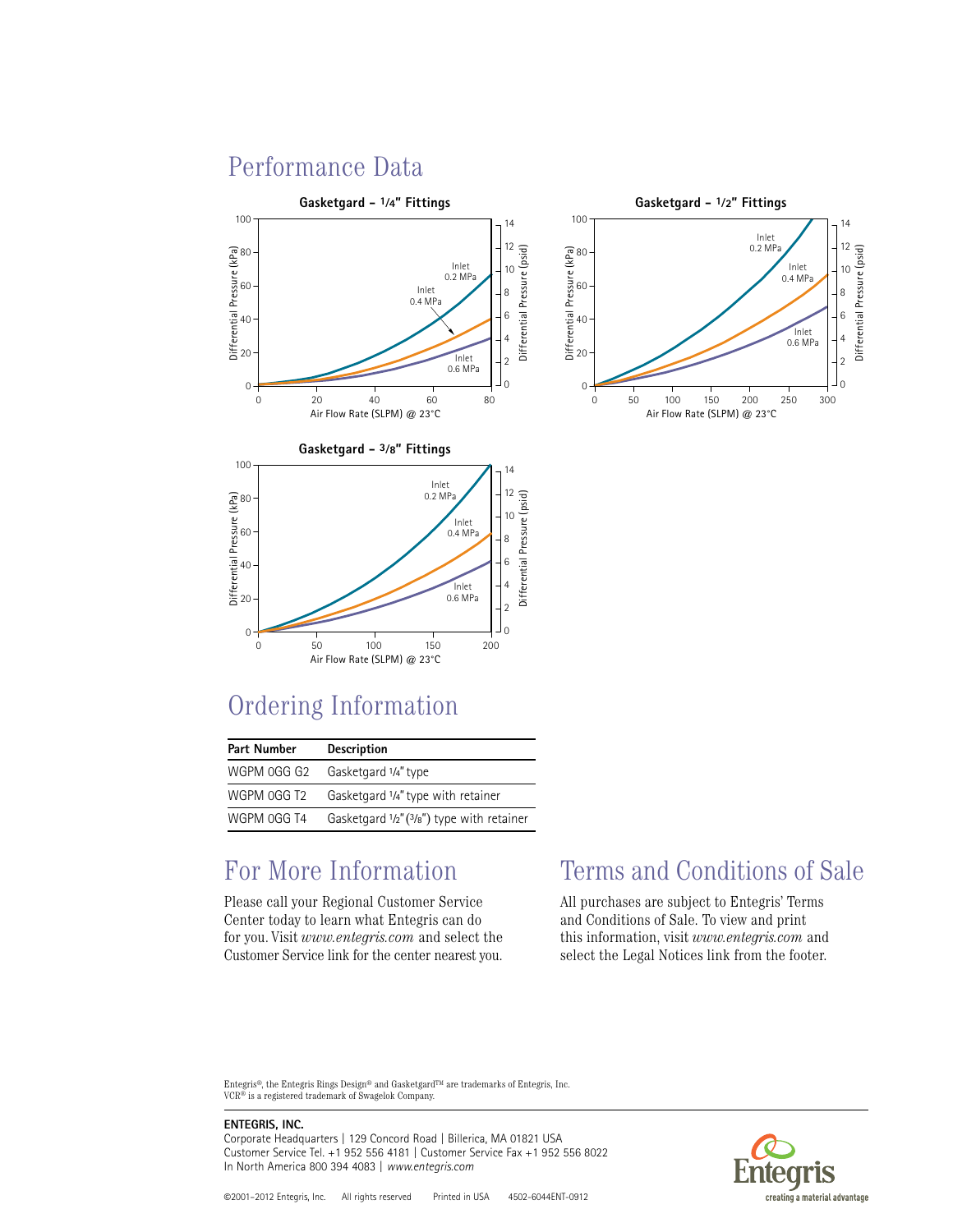# Performance Data

**Gasketgard – 1/4" Fittings**

Differential Pressure (kPa)
0
20
40
60
80
100

Differential Pressure (psid)
0
2
4
6
8
10
12
14

Air Flow Rate (SLPM) @ 23°C
0
20
40
60
80

Inlet 0.2 MPa
Inlet 0.4 MPa
Inlet 0.6 MPa

**Gasketgard – 1/2" Fittings**

Differential Pressure (kPa)
0
20
40
60
80
100

Differential Pressure (psid)
0
2
4
6
8
10
12
14

Air Flow Rate (SLPM) @ 23°C
0
50
100
150
200
250
300

Inlet 0.2 MPa
Inlet 0.4 MPa
Inlet 0.6 MPa

**Gasketgard – 3/8" Fittings**

Differential Pressure (kPa)
0
20
40
60
80
100

Differential Pressure (psid)
0
2
4
6
8
10
12
14

Air Flow Rate (SLPM) @ 23°C
0
50
100
150
200

Inlet 0.2 MPa
Inlet 0.4 MPa
Inlet 0.6 MPa

# Ordering Information

| Part Number | Description |
|---|---|
| WGPM 0GG G2 | Gasketgard 1/4" type |
| WGPM 0GG T2 | Gasketgard 1/4" type with retainer |
| WGPM 0GG T4 | Gasketgard 1/2" (3/8") type with retainer |

# For More Information

Please call your Regional Customer Service Center today to learn what Entegris can do for you. Visit *www.entegris.com* and select the Customer Service link for the center nearest you.

# Terms and Conditions of Sale

All purchases are subject to Entegris' Terms and Conditions of Sale. To view and print this information, visit *www.entegris.com* and select the Legal Notices link from the footer.

Entegris®, the Entegris Rings Design® and Gasketgard™ are trademarks of Entegris, Inc.
VCR® is a registered trademark of Swagelok Company.

**ENTEGRIS, INC.**
Corporate Headquarters | 129 Concord Road | Billerica, MA 01821 USA
Customer Service Tel. +1 952 556 4181 | Customer Service Fax +1 952 556 8022
In North America 800 394 4083 | *www.entegris.com*

Entegris
creating a material advantage

©2001–2012 Entegris, Inc. All rights reserved Printed in USA 4502-6044ENT-0912